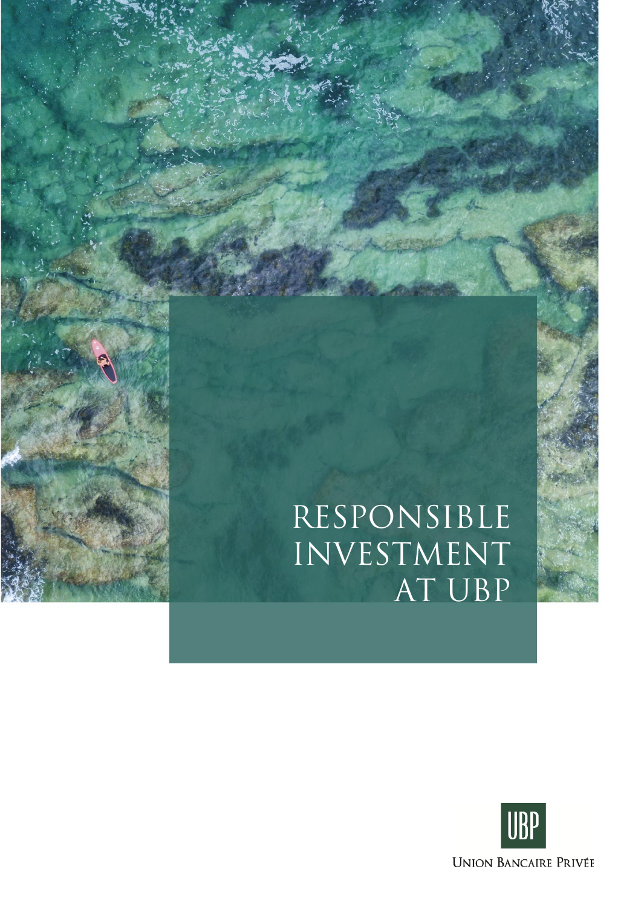# RESPONSIBLE INVESTMENT AT UBP

UBP

Union Bancaire Privée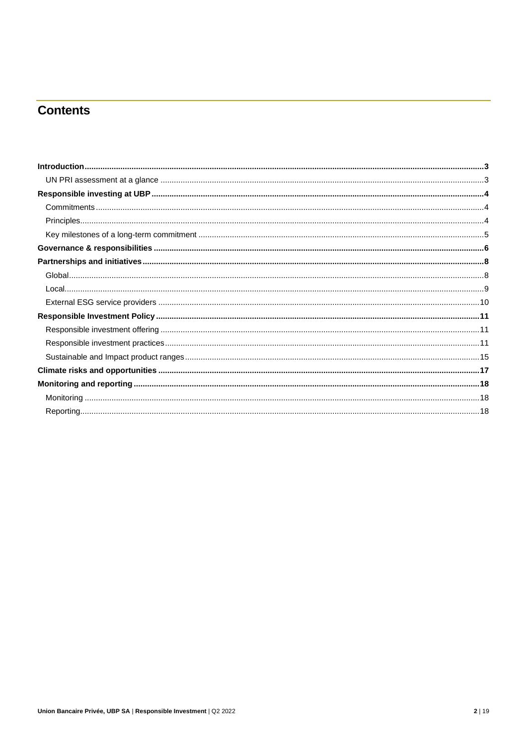# Contents

**Introduction** .......... **3**

- UN PRI assessment at a glance .......... 3

**Responsible investing at UBP** .......... **4**

- Commitments .......... 4
- Principles .......... 4
- Key milestones of a long-term commitment .......... 5

**Governance & responsibilities** .......... **6**

**Partnerships and initiatives** .......... **8**

- Global .......... 8
- Local .......... 9
- External ESG service providers .......... 10

**Responsible Investment Policy** .......... **11**

- Responsible investment offering .......... 11
- Responsible investment practices .......... 11
- Sustainable and Impact product ranges .......... 15

**Climate risks and opportunities** .......... **17**

**Monitoring and reporting** .......... **18**

- Monitoring .......... 18
- Reporting .......... 18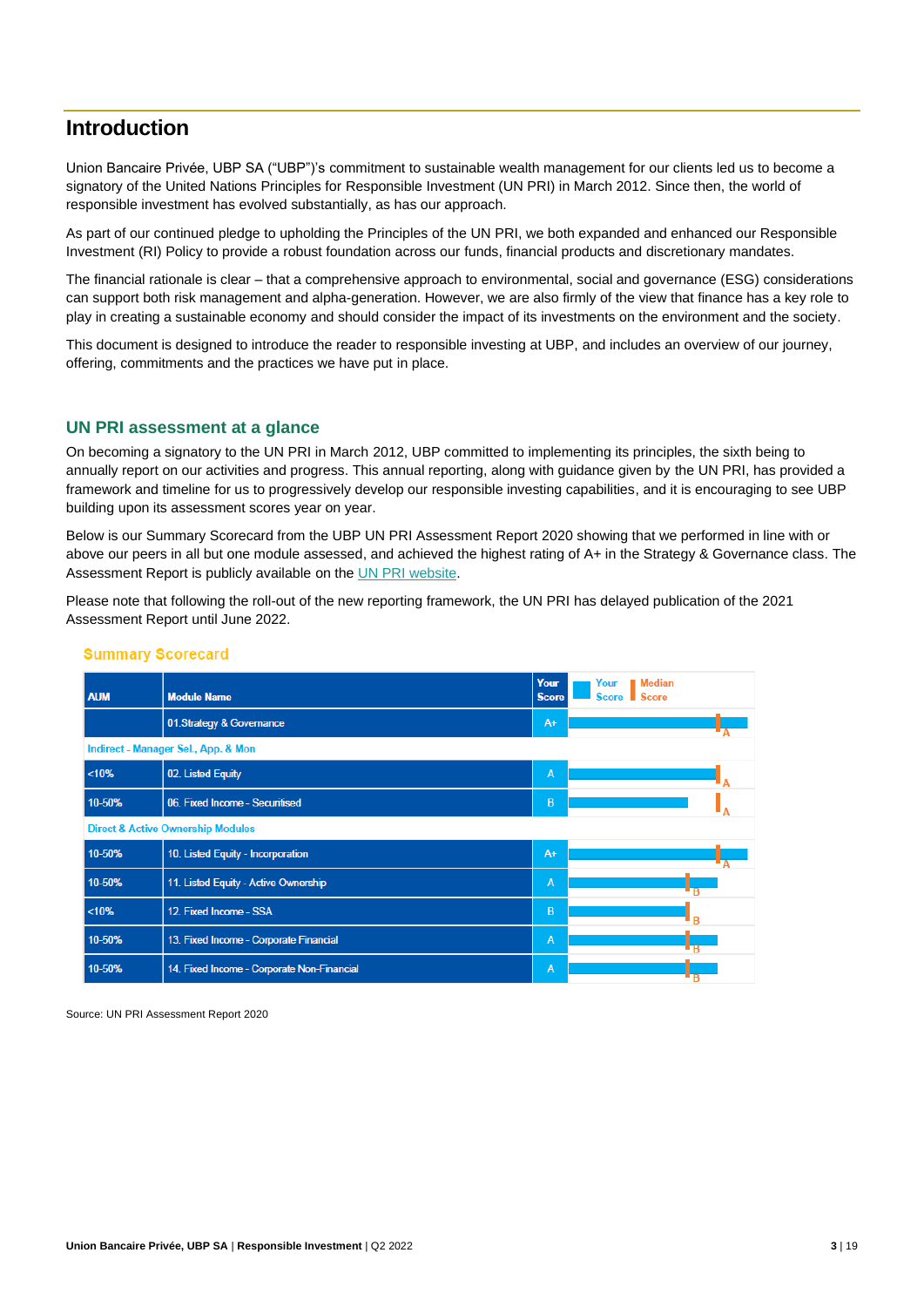## Introduction

Union Bancaire Privée, UBP SA ("UBP")'s commitment to sustainable wealth management for our clients led us to become a signatory of the United Nations Principles for Responsible Investment (UN PRI) in March 2012. Since then, the world of responsible investment has evolved substantially, as has our approach.

As part of our continued pledge to upholding the Principles of the UN PRI, we both expanded and enhanced our Responsible Investment (RI) Policy to provide a robust foundation across our funds, financial products and discretionary mandates.

The financial rationale is clear – that a comprehensive approach to environmental, social and governance (ESG) considerations can support both risk management and alpha-generation. However, we are also firmly of the view that finance has a key role to play in creating a sustainable economy and should consider the impact of its investments on the environment and the society.

This document is designed to introduce the reader to responsible investing at UBP, and includes an overview of our journey, offering, commitments and the practices we have put in place.

### UN PRI assessment at a glance

On becoming a signatory to the UN PRI in March 2012, UBP committed to implementing its principles, the sixth being to annually report on our activities and progress. This annual reporting, along with guidance given by the UN PRI, has provided a framework and timeline for us to progressively develop our responsible investing capabilities, and it is encouraging to see UBP building upon its assessment scores year on year.

Below is our Summary Scorecard from the UBP UN PRI Assessment Report 2020 showing that we performed in line with or above our peers in all but one module assessed, and achieved the highest rating of A+ in the Strategy & Governance class. The Assessment Report is publicly available on the UN PRI website.

Please note that following the roll-out of the new reporting framework, the UN PRI has delayed publication of the 2021 Assessment Report until June 2022.

**Summary Scorecard**

| AUM | Module Name | Your Score | Median Score |
|---|---|---|---|
| | 01.Strategy & Governance | A+ | A |
| **Indirect - Manager Sel., App. & Mon** | | | |
| <10% | 02. Listed Equity | A | A |
| 10-50% | 06. Fixed Income - Securitised | B | A |
| **Direct & Active Ownership Modules** | | | |
| 10-50% | 10. Listed Equity - Incorporation | A+ | A |
| 10-50% | 11. Listed Equity - Active Ownership | A | B |
| <10% | 12. Fixed Income - SSA | B | B |
| 10-50% | 13. Fixed Income - Corporate Financial | A | B |
| 10-50% | 14. Fixed Income - Corporate Non-Financial | A | B |

Source: UN PRI Assessment Report 2020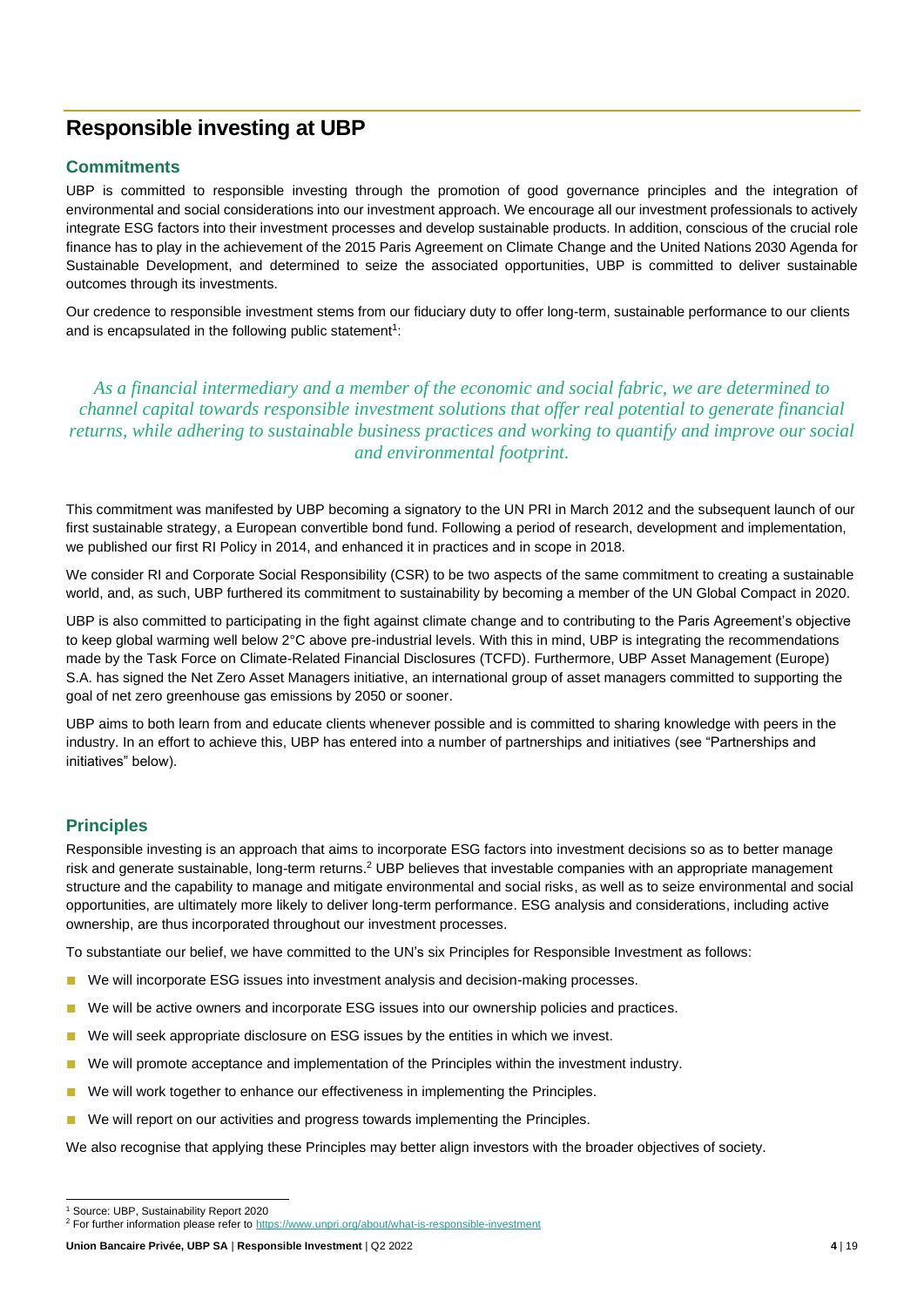# Responsible investing at UBP

## Commitments

UBP is committed to responsible investing through the promotion of good governance principles and the integration of environmental and social considerations into our investment approach. We encourage all our investment professionals to actively integrate ESG factors into their investment processes and develop sustainable products. In addition, conscious of the crucial role finance has to play in the achievement of the 2015 Paris Agreement on Climate Change and the United Nations 2030 Agenda for Sustainable Development, and determined to seize the associated opportunities, UBP is committed to deliver sustainable outcomes through its investments.

Our credence to responsible investment stems from our fiduciary duty to offer long-term, sustainable performance to our clients and is encapsulated in the following public statement[1]:

*As a financial intermediary and a member of the economic and social fabric, we are determined to channel capital towards responsible investment solutions that offer real potential to generate financial returns, while adhering to sustainable business practices and working to quantify and improve our social and environmental footprint.*

This commitment was manifested by UBP becoming a signatory to the UN PRI in March 2012 and the subsequent launch of our first sustainable strategy, a European convertible bond fund. Following a period of research, development and implementation, we published our first RI Policy in 2014, and enhanced it in practices and in scope in 2018.

We consider RI and Corporate Social Responsibility (CSR) to be two aspects of the same commitment to creating a sustainable world, and, as such, UBP furthered its commitment to sustainability by becoming a member of the UN Global Compact in 2020.

UBP is also committed to participating in the fight against climate change and to contributing to the Paris Agreement's objective to keep global warming well below 2°C above pre-industrial levels. With this in mind, UBP is integrating the recommendations made by the Task Force on Climate-Related Financial Disclosures (TCFD). Furthermore, UBP Asset Management (Europe) S.A. has signed the Net Zero Asset Managers initiative, an international group of asset managers committed to supporting the goal of net zero greenhouse gas emissions by 2050 or sooner.

UBP aims to both learn from and educate clients whenever possible and is committed to sharing knowledge with peers in the industry. In an effort to achieve this, UBP has entered into a number of partnerships and initiatives (see "Partnerships and initiatives" below).

## Principles

Responsible investing is an approach that aims to incorporate ESG factors into investment decisions so as to better manage risk and generate sustainable, long-term returns.[2] UBP believes that investable companies with an appropriate management structure and the capability to manage and mitigate environmental and social risks, as well as to seize environmental and social opportunities, are ultimately more likely to deliver long-term performance. ESG analysis and considerations, including active ownership, are thus incorporated throughout our investment processes.

To substantiate our belief, we have committed to the UN's six Principles for Responsible Investment as follows:

- We will incorporate ESG issues into investment analysis and decision-making processes.
- We will be active owners and incorporate ESG issues into our ownership policies and practices.
- We will seek appropriate disclosure on ESG issues by the entities in which we invest.
- We will promote acceptance and implementation of the Principles within the investment industry.
- We will work together to enhance our effectiveness in implementing the Principles.
- We will report on our activities and progress towards implementing the Principles.

We also recognise that applying these Principles may better align investors with the broader objectives of society.

---

[1] Source: UBP, Sustainability Report 2020

[2] For further information please refer to https://www.unpri.org/about/what-is-responsible-investment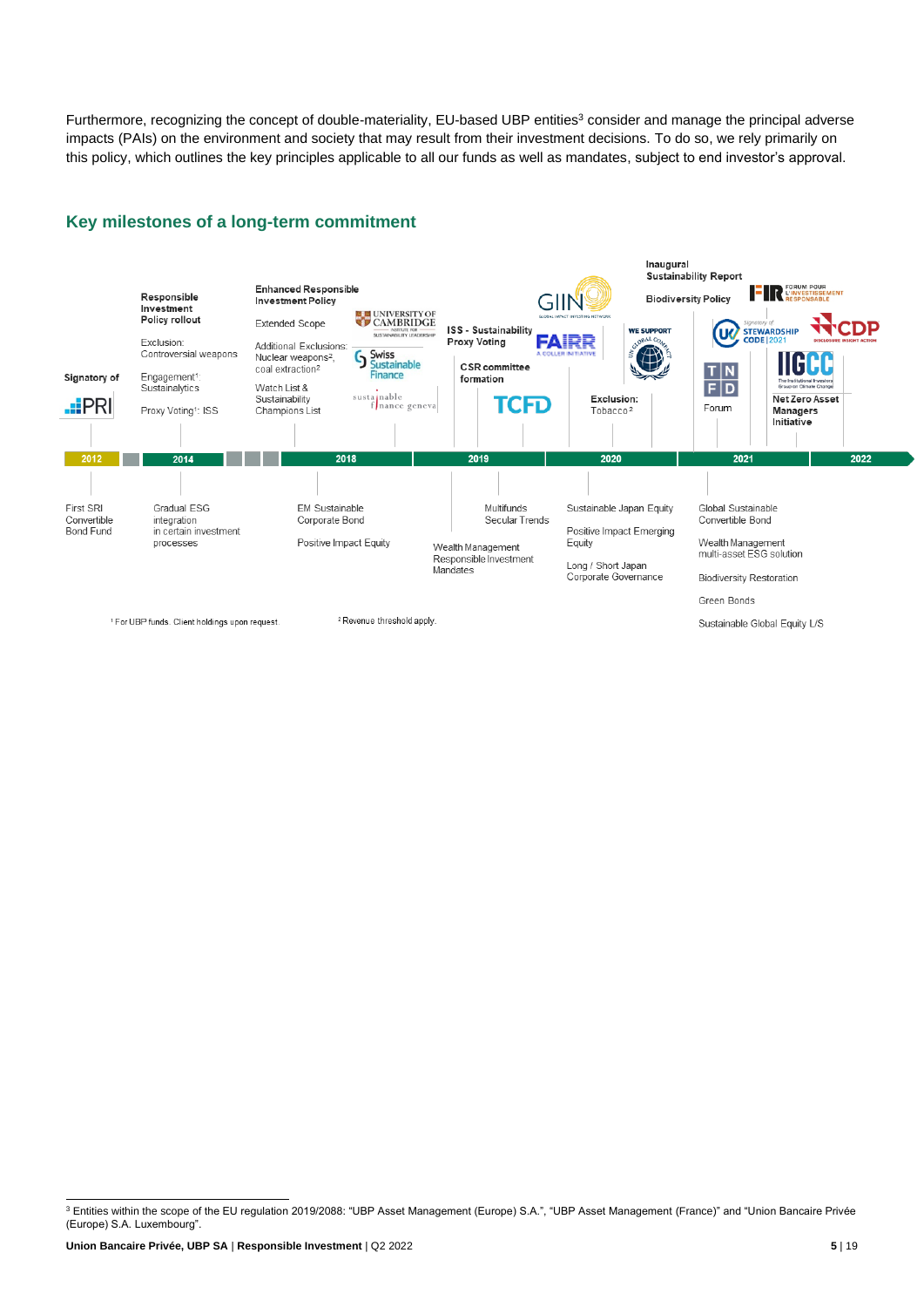Furthermore, recognizing the concept of double-materiality, EU-based UBP entities[3] consider and manage the principal adverse impacts (PAIs) on the environment and society that may result from their investment decisions. To do so, we rely primarily on this policy, which outlines the key principles applicable to all our funds as well as mandates, subject to end investor's approval.

## Key milestones of a long-term commitment

**2012**
- Signatory of PRI
- First SRI Convertible Bond Fund

**2014**
- **Responsible Investment Policy rollout**
- Exclusion: Controversial weapons
- Engagement[1]: Sustainalytics
- Proxy Voting[1]: ISS
- Gradual ESG integration in certain investment processes

**2018**
- **Enhanced Responsible Investment Policy**
- Extended Scope
- Additional Exclusions: Nuclear weapons[2], coal extraction[2]
- Watch List & Sustainability Champions List
- University of Cambridge Institute for Sustainability Leadership
- Swiss Sustainable Finance
- sustainable finance geneva
- EM Sustainable Corporate Bond
- Positive Impact Equity

**2019**
- **ISS - Sustainability Proxy Voting**
- **CSR committee formation**
- GIIN – Global Impact Investing Network
- FAIRR – A Coller Initiative
- TCFD
- Multifunds Secular Trends
- Wealth Management Responsible Investment Mandates

**2020**
- **Exclusion: Tobacco[2]**
- We support UN Global Compact
- Sustainable Japan Equity
- Positive Impact Emerging Equity
- Long / Short Japan Corporate Governance

**2021**
- **Inaugural Sustainability Report**
- **Biodiversity Policy**
- Signatory of UK Stewardship Code 2021
- TNFD Forum
- FIR – Forum pour l'Investissement Responsable
- CDP – Disclosure Insight Action
- IIGCC – The Institutional Investors Group on Climate Change
- **Net Zero Asset Managers Initiative**
- Global Sustainable Convertible Bond
- Wealth Management multi-asset ESG solution
- Biodiversity Restoration
- Green Bonds
- Sustainable Global Equity L/S

**2022**

[1] For UBP funds. Client holdings upon request.

[2] Revenue threshold apply.

---

[3] Entities within the scope of the EU regulation 2019/2088: "UBP Asset Management (Europe) S.A.", "UBP Asset Management (France)" and "Union Bancaire Privée (Europe) S.A. Luxembourg".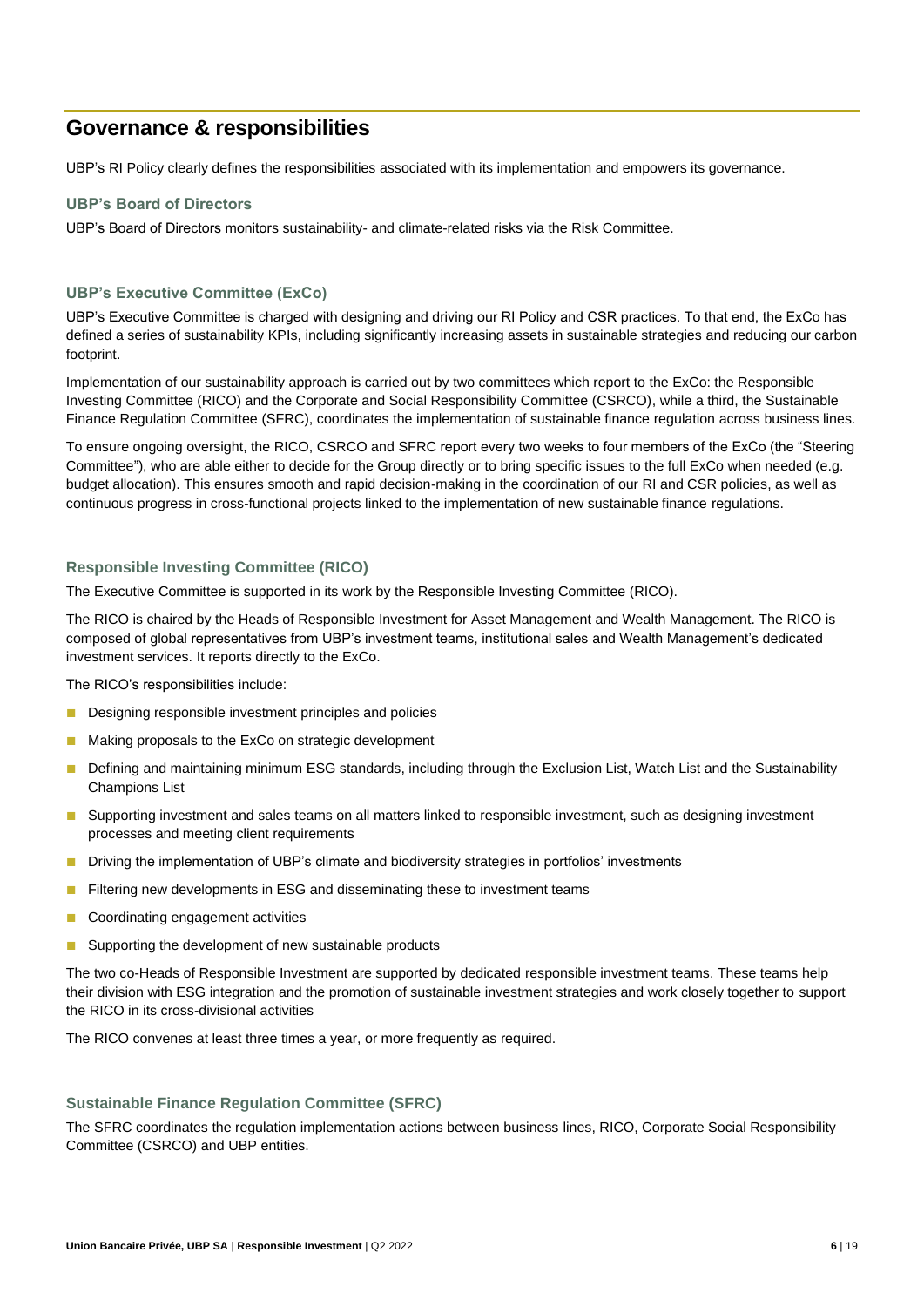## Governance & responsibilities

UBP's RI Policy clearly defines the responsibilities associated with its implementation and empowers its governance.

### UBP's Board of Directors

UBP's Board of Directors monitors sustainability- and climate-related risks via the Risk Committee.

### UBP's Executive Committee (ExCo)

UBP's Executive Committee is charged with designing and driving our RI Policy and CSR practices. To that end, the ExCo has defined a series of sustainability KPIs, including significantly increasing assets in sustainable strategies and reducing our carbon footprint.

Implementation of our sustainability approach is carried out by two committees which report to the ExCo: the Responsible Investing Committee (RICO) and the Corporate and Social Responsibility Committee (CSRCO), while a third, the Sustainable Finance Regulation Committee (SFRC), coordinates the implementation of sustainable finance regulation across business lines.

To ensure ongoing oversight, the RICO, CSRCO and SFRC report every two weeks to four members of the ExCo (the "Steering Committee"), who are able either to decide for the Group directly or to bring specific issues to the full ExCo when needed (e.g. budget allocation). This ensures smooth and rapid decision-making in the coordination of our RI and CSR policies, as well as continuous progress in cross-functional projects linked to the implementation of new sustainable finance regulations.

### Responsible Investing Committee (RICO)

The Executive Committee is supported in its work by the Responsible Investing Committee (RICO).

The RICO is chaired by the Heads of Responsible Investment for Asset Management and Wealth Management. The RICO is composed of global representatives from UBP's investment teams, institutional sales and Wealth Management's dedicated investment services. It reports directly to the ExCo.

The RICO's responsibilities include:

- Designing responsible investment principles and policies
- Making proposals to the ExCo on strategic development
- Defining and maintaining minimum ESG standards, including through the Exclusion List, Watch List and the Sustainability Champions List
- Supporting investment and sales teams on all matters linked to responsible investment, such as designing investment processes and meeting client requirements
- Driving the implementation of UBP's climate and biodiversity strategies in portfolios' investments
- Filtering new developments in ESG and disseminating these to investment teams
- Coordinating engagement activities
- Supporting the development of new sustainable products

The two co-Heads of Responsible Investment are supported by dedicated responsible investment teams. These teams help their division with ESG integration and the promotion of sustainable investment strategies and work closely together to support the RICO in its cross-divisional activities

The RICO convenes at least three times a year, or more frequently as required.

### Sustainable Finance Regulation Committee (SFRC)

The SFRC coordinates the regulation implementation actions between business lines, RICO, Corporate Social Responsibility Committee (CSRCO) and UBP entities.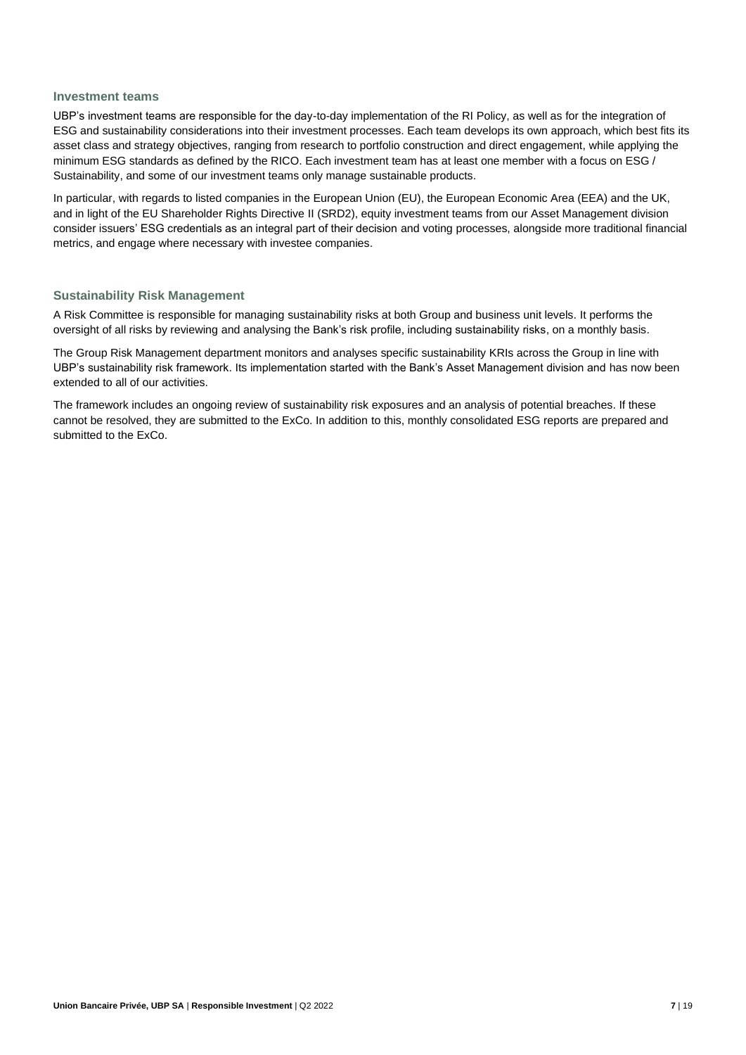### Investment teams

UBP's investment teams are responsible for the day-to-day implementation of the RI Policy, as well as for the integration of ESG and sustainability considerations into their investment processes. Each team develops its own approach, which best fits its asset class and strategy objectives, ranging from research to portfolio construction and direct engagement, while applying the minimum ESG standards as defined by the RICO. Each investment team has at least one member with a focus on ESG / Sustainability, and some of our investment teams only manage sustainable products.

In particular, with regards to listed companies in the European Union (EU), the European Economic Area (EEA) and the UK, and in light of the EU Shareholder Rights Directive II (SRD2), equity investment teams from our Asset Management division consider issuers' ESG credentials as an integral part of their decision and voting processes, alongside more traditional financial metrics, and engage where necessary with investee companies.

### Sustainability Risk Management

A Risk Committee is responsible for managing sustainability risks at both Group and business unit levels. It performs the oversight of all risks by reviewing and analysing the Bank's risk profile, including sustainability risks, on a monthly basis.

The Group Risk Management department monitors and analyses specific sustainability KRIs across the Group in line with UBP's sustainability risk framework. Its implementation started with the Bank's Asset Management division and has now been extended to all of our activities.

The framework includes an ongoing review of sustainability risk exposures and an analysis of potential breaches. If these cannot be resolved, they are submitted to the ExCo. In addition to this, monthly consolidated ESG reports are prepared and submitted to the ExCo.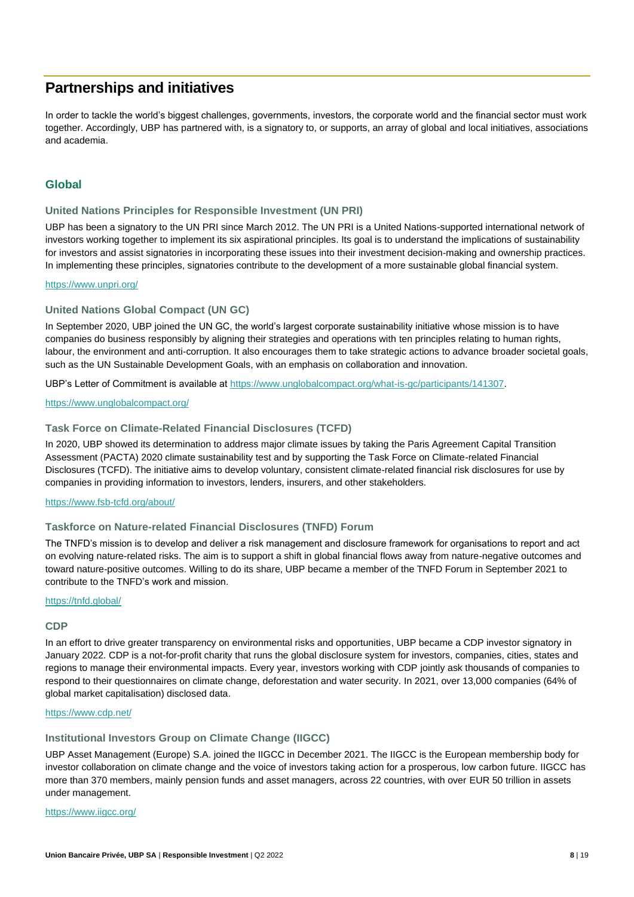# Partnerships and initiatives

In order to tackle the world's biggest challenges, governments, investors, the corporate world and the financial sector must work together. Accordingly, UBP has partnered with, is a signatory to, or supports, an array of global and local initiatives, associations and academia.

## Global

### United Nations Principles for Responsible Investment (UN PRI)

UBP has been a signatory to the UN PRI since March 2012. The UN PRI is a United Nations-supported international network of investors working together to implement its six aspirational principles. Its goal is to understand the implications of sustainability for investors and assist signatories in incorporating these issues into their investment decision-making and ownership practices. In implementing these principles, signatories contribute to the development of a more sustainable global financial system.

https://www.unpri.org/

### United Nations Global Compact (UN GC)

In September 2020, UBP joined the UN GC, the world's largest corporate sustainability initiative whose mission is to have companies do business responsibly by aligning their strategies and operations with ten principles relating to human rights, labour, the environment and anti-corruption. It also encourages them to take strategic actions to advance broader societal goals, such as the UN Sustainable Development Goals, with an emphasis on collaboration and innovation.

UBP's Letter of Commitment is available at https://www.unglobalcompact.org/what-is-gc/participants/141307.

https://www.unglobalcompact.org/

### Task Force on Climate-Related Financial Disclosures (TCFD)

In 2020, UBP showed its determination to address major climate issues by taking the Paris Agreement Capital Transition Assessment (PACTA) 2020 climate sustainability test and by supporting the Task Force on Climate-related Financial Disclosures (TCFD). The initiative aims to develop voluntary, consistent climate-related financial risk disclosures for use by companies in providing information to investors, lenders, insurers, and other stakeholders.

https://www.fsb-tcfd.org/about/

### Taskforce on Nature-related Financial Disclosures (TNFD) Forum

The TNFD's mission is to develop and deliver a risk management and disclosure framework for organisations to report and act on evolving nature-related risks. The aim is to support a shift in global financial flows away from nature-negative outcomes and toward nature-positive outcomes. Willing to do its share, UBP became a member of the TNFD Forum in September 2021 to contribute to the TNFD's work and mission.

https://tnfd.global/

### CDP

In an effort to drive greater transparency on environmental risks and opportunities, UBP became a CDP investor signatory in January 2022. CDP is a not-for-profit charity that runs the global disclosure system for investors, companies, cities, states and regions to manage their environmental impacts. Every year, investors working with CDP jointly ask thousands of companies to respond to their questionnaires on climate change, deforestation and water security. In 2021, over 13,000 companies (64% of global market capitalisation) disclosed data.

https://www.cdp.net/

### Institutional Investors Group on Climate Change (IIGCC)

UBP Asset Management (Europe) S.A. joined the IIGCC in December 2021. The IIGCC is the European membership body for investor collaboration on climate change and the voice of investors taking action for a prosperous, low carbon future. IIGCC has more than 370 members, mainly pension funds and asset managers, across 22 countries, with over EUR 50 trillion in assets under management.

https://www.iigcc.org/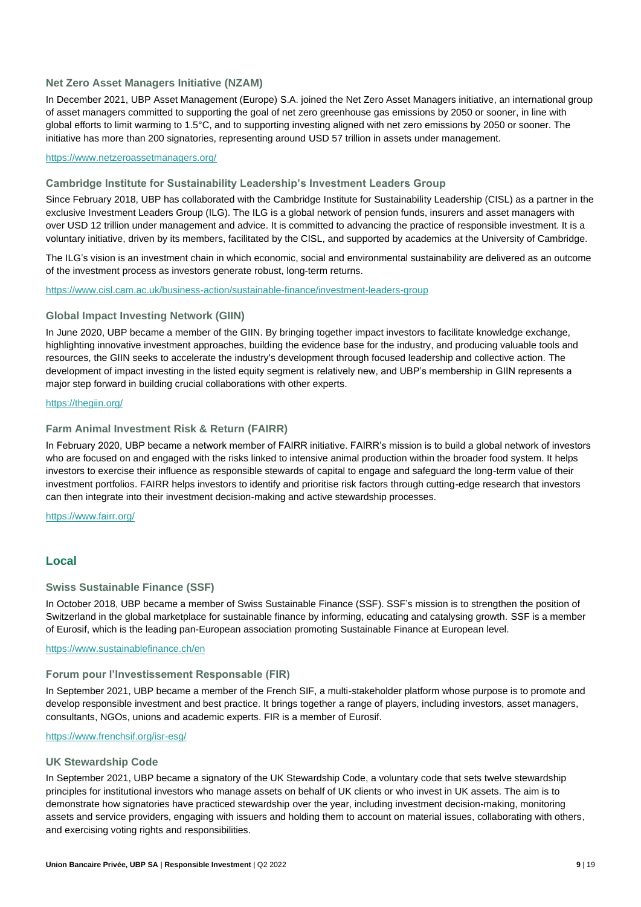### Net Zero Asset Managers Initiative (NZAM)

In December 2021, UBP Asset Management (Europe) S.A. joined the Net Zero Asset Managers initiative, an international group of asset managers committed to supporting the goal of net zero greenhouse gas emissions by 2050 or sooner, in line with global efforts to limit warming to 1.5°C, and to supporting investing aligned with net zero emissions by 2050 or sooner. The initiative has more than 200 signatories, representing around USD 57 trillion in assets under management.

https://www.netzeroassetmanagers.org/

### Cambridge Institute for Sustainability Leadership's Investment Leaders Group

Since February 2018, UBP has collaborated with the Cambridge Institute for Sustainability Leadership (CISL) as a partner in the exclusive Investment Leaders Group (ILG). The ILG is a global network of pension funds, insurers and asset managers with over USD 12 trillion under management and advice. It is committed to advancing the practice of responsible investment. It is a voluntary initiative, driven by its members, facilitated by the CISL, and supported by academics at the University of Cambridge.

The ILG's vision is an investment chain in which economic, social and environmental sustainability are delivered as an outcome of the investment process as investors generate robust, long-term returns.

https://www.cisl.cam.ac.uk/business-action/sustainable-finance/investment-leaders-group

### Global Impact Investing Network (GIIN)

In June 2020, UBP became a member of the GIIN. By bringing together impact investors to facilitate knowledge exchange, highlighting innovative investment approaches, building the evidence base for the industry, and producing valuable tools and resources, the GIIN seeks to accelerate the industry's development through focused leadership and collective action. The development of impact investing in the listed equity segment is relatively new, and UBP's membership in GIIN represents a major step forward in building crucial collaborations with other experts.

https://thegiin.org/

### Farm Animal Investment Risk & Return (FAIRR)

In February 2020, UBP became a network member of FAIRR initiative. FAIRR's mission is to build a global network of investors who are focused on and engaged with the risks linked to intensive animal production within the broader food system. It helps investors to exercise their influence as responsible stewards of capital to engage and safeguard the long-term value of their investment portfolios. FAIRR helps investors to identify and prioritise risk factors through cutting-edge research that investors can then integrate into their investment decision-making and active stewardship processes.

https://www.fairr.org/

## Local

### Swiss Sustainable Finance (SSF)

In October 2018, UBP became a member of Swiss Sustainable Finance (SSF). SSF's mission is to strengthen the position of Switzerland in the global marketplace for sustainable finance by informing, educating and catalysing growth. SSF is a member of Eurosif, which is the leading pan-European association promoting Sustainable Finance at European level.

https://www.sustainablefinance.ch/en

### Forum pour l'Investissement Responsable (FIR)

In September 2021, UBP became a member of the French SIF, a multi-stakeholder platform whose purpose is to promote and develop responsible investment and best practice. It brings together a range of players, including investors, asset managers, consultants, NGOs, unions and academic experts. FIR is a member of Eurosif.

https://www.frenchsif.org/isr-esg/

### UK Stewardship Code

In September 2021, UBP became a signatory of the UK Stewardship Code, a voluntary code that sets twelve stewardship principles for institutional investors who manage assets on behalf of UK clients or who invest in UK assets. The aim is to demonstrate how signatories have practiced stewardship over the year, including investment decision-making, monitoring assets and service providers, engaging with issuers and holding them to account on material issues, collaborating with others, and exercising voting rights and responsibilities.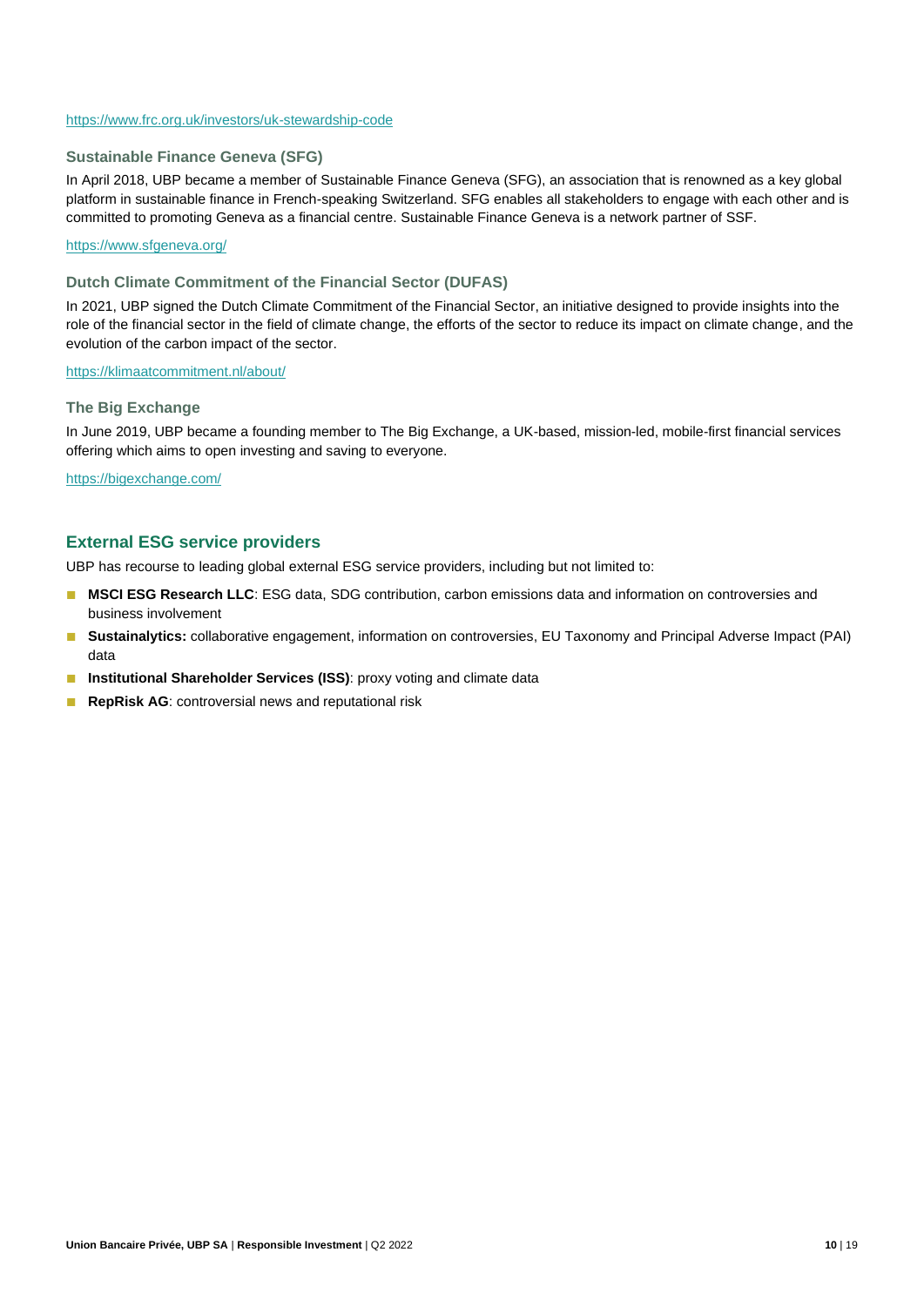https://www.frc.org.uk/investors/uk-stewardship-code

### Sustainable Finance Geneva (SFG)

In April 2018, UBP became a member of Sustainable Finance Geneva (SFG), an association that is renowned as a key global platform in sustainable finance in French-speaking Switzerland. SFG enables all stakeholders to engage with each other and is committed to promoting Geneva as a financial centre. Sustainable Finance Geneva is a network partner of SSF.

https://www.sfgeneva.org/

### Dutch Climate Commitment of the Financial Sector (DUFAS)

In 2021, UBP signed the Dutch Climate Commitment of the Financial Sector, an initiative designed to provide insights into the role of the financial sector in the field of climate change, the efforts of the sector to reduce its impact on climate change, and the evolution of the carbon impact of the sector.

https://klimaatcommitment.nl/about/

### The Big Exchange

In June 2019, UBP became a founding member to The Big Exchange, a UK-based, mission-led, mobile-first financial services offering which aims to open investing and saving to everyone.

https://bigexchange.com/

## External ESG service providers

UBP has recourse to leading global external ESG service providers, including but not limited to:

- **MSCI ESG Research LLC**: ESG data, SDG contribution, carbon emissions data and information on controversies and business involvement
- **Sustainalytics:** collaborative engagement, information on controversies, EU Taxonomy and Principal Adverse Impact (PAI) data
- **Institutional Shareholder Services (ISS)**: proxy voting and climate data
- **RepRisk AG**: controversial news and reputational risk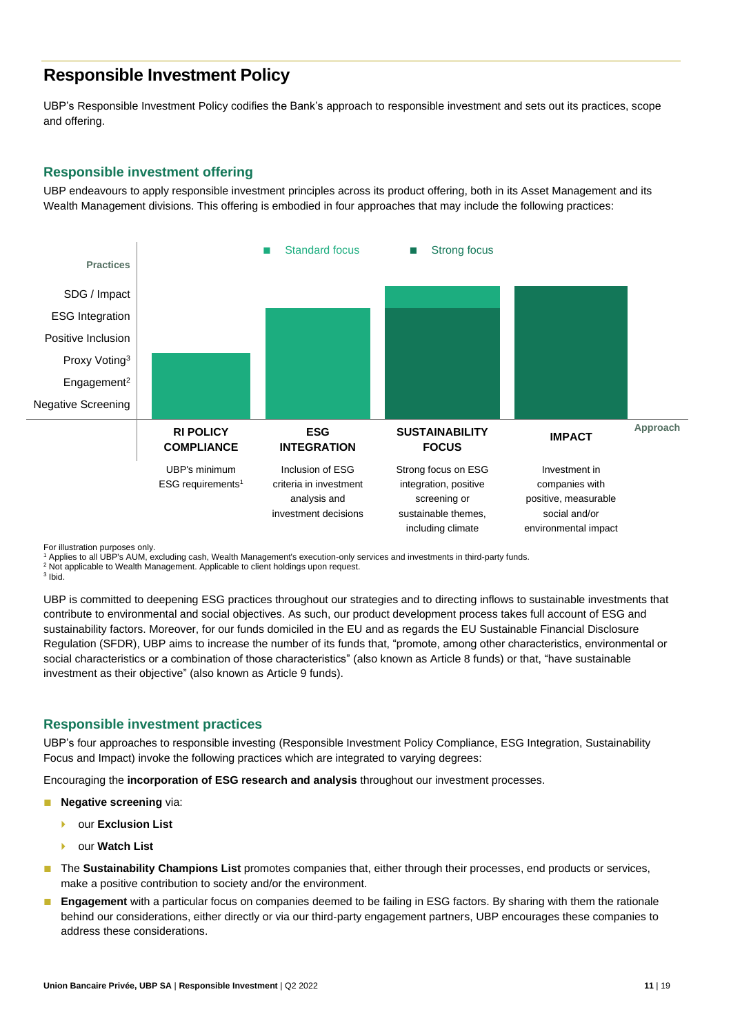## Responsible Investment Policy

UBP's Responsible Investment Policy codifies the Bank's approach to responsible investment and sets out its practices, scope and offering.

### Responsible investment offering

UBP endeavours to apply responsible investment principles across its product offering, both in its Asset Management and its Wealth Management divisions. This offering is embodied in four approaches that may include the following practices:

■ Standard focus ■ Strong focus

Practices

SDG / Impact

ESG Integration

Positive Inclusion

Proxy Voting[3]

Engagement[2]

Negative Screening

Approach

| RI POLICY COMPLIANCE | ESG INTEGRATION | SUSTAINABILITY FOCUS | IMPACT |
|---|---|---|---|
| UBP's minimum ESG requirements[1] | Inclusion of ESG criteria in investment analysis and investment decisions | Strong focus on ESG integration, positive screening or sustainable themes, including climate | Investment in companies with positive, measurable social and/or environmental impact |

For illustration purposes only.
[1] Applies to all UBP's AUM, excluding cash, Wealth Management's execution-only services and investments in third-party funds.
[2] Not applicable to Wealth Management. Applicable to client holdings upon request.
[3] Ibid.

UBP is committed to deepening ESG practices throughout our strategies and to directing inflows to sustainable investments that contribute to environmental and social objectives. As such, our product development process takes full account of ESG and sustainability factors. Moreover, for our funds domiciled in the EU and as regards the EU Sustainable Financial Disclosure Regulation (SFDR), UBP aims to increase the number of its funds that, "promote, among other characteristics, environmental or social characteristics or a combination of those characteristics" (also known as Article 8 funds) or that, "have sustainable investment as their objective" (also known as Article 9 funds).

### Responsible investment practices

UBP's four approaches to responsible investing (Responsible Investment Policy Compliance, ESG Integration, Sustainability Focus and Impact) invoke the following practices which are integrated to varying degrees:

Encouraging the **incorporation of ESG research and analysis** throughout our investment processes.

- **Negative screening** via:
  - our **Exclusion List**
  - our **Watch List**
- The **Sustainability Champions List** promotes companies that, either through their processes, end products or services, make a positive contribution to society and/or the environment.
- **Engagement** with a particular focus on companies deemed to be failing in ESG factors. By sharing with them the rationale behind our considerations, either directly or via our third-party engagement partners, UBP encourages these companies to address these considerations.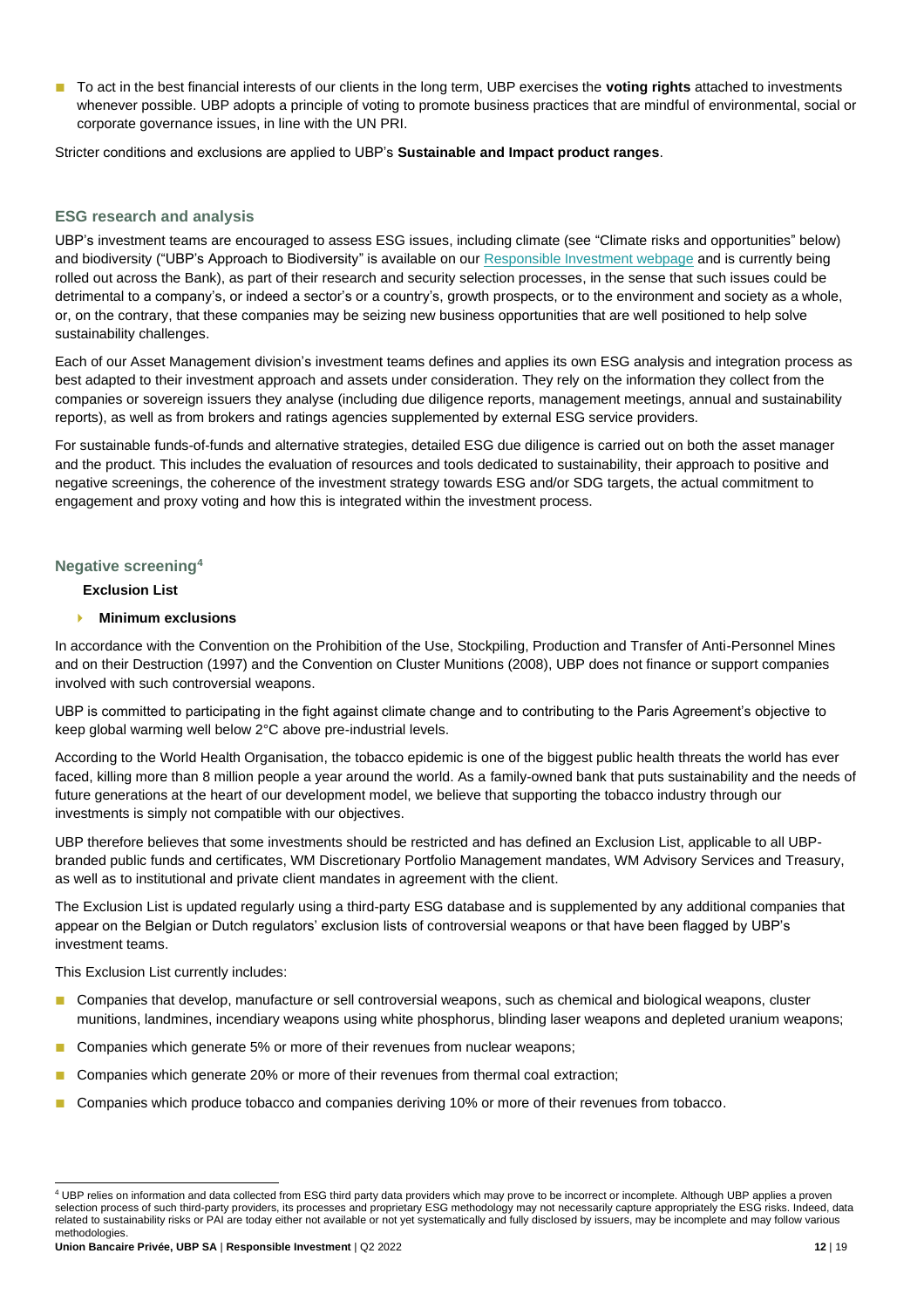- To act in the best financial interests of our clients in the long term, UBP exercises the **voting rights** attached to investments whenever possible. UBP adopts a principle of voting to promote business practices that are mindful of environmental, social or corporate governance issues, in line with the UN PRI.

Stricter conditions and exclusions are applied to UBP's **Sustainable and Impact product ranges**.

## ESG research and analysis

UBP's investment teams are encouraged to assess ESG issues, including climate (see "Climate risks and opportunities" below) and biodiversity ("UBP's Approach to Biodiversity" is available on our Responsible Investment webpage and is currently being rolled out across the Bank), as part of their research and security selection processes, in the sense that such issues could be detrimental to a company's, or indeed a sector's or a country's, growth prospects, or to the environment and society as a whole, or, on the contrary, that these companies may be seizing new business opportunities that are well positioned to help solve sustainability challenges.

Each of our Asset Management division's investment teams defines and applies its own ESG analysis and integration process as best adapted to their investment approach and assets under consideration. They rely on the information they collect from the companies or sovereign issuers they analyse (including due diligence reports, management meetings, annual and sustainability reports), as well as from brokers and ratings agencies supplemented by external ESG service providers.

For sustainable funds-of-funds and alternative strategies, detailed ESG due diligence is carried out on both the asset manager and the product. This includes the evaluation of resources and tools dedicated to sustainability, their approach to positive and negative screenings, the coherence of the investment strategy towards ESG and/or SDG targets, the actual commitment to engagement and proxy voting and how this is integrated within the investment process.

## Negative screening[4]

### Exclusion List

#### Minimum exclusions

In accordance with the Convention on the Prohibition of the Use, Stockpiling, Production and Transfer of Anti-Personnel Mines and on their Destruction (1997) and the Convention on Cluster Munitions (2008), UBP does not finance or support companies involved with such controversial weapons.

UBP is committed to participating in the fight against climate change and to contributing to the Paris Agreement's objective to keep global warming well below 2°C above pre-industrial levels.

According to the World Health Organisation, the tobacco epidemic is one of the biggest public health threats the world has ever faced, killing more than 8 million people a year around the world. As a family-owned bank that puts sustainability and the needs of future generations at the heart of our development model, we believe that supporting the tobacco industry through our investments is simply not compatible with our objectives.

UBP therefore believes that some investments should be restricted and has defined an Exclusion List, applicable to all UBP-branded public funds and certificates, WM Discretionary Portfolio Management mandates, WM Advisory Services and Treasury, as well as to institutional and private client mandates in agreement with the client.

The Exclusion List is updated regularly using a third-party ESG database and is supplemented by any additional companies that appear on the Belgian or Dutch regulators' exclusion lists of controversial weapons or that have been flagged by UBP's investment teams.

This Exclusion List currently includes:

- Companies that develop, manufacture or sell controversial weapons, such as chemical and biological weapons, cluster munitions, landmines, incendiary weapons using white phosphorus, blinding laser weapons and depleted uranium weapons;
- Companies which generate 5% or more of their revenues from nuclear weapons;
- Companies which generate 20% or more of their revenues from thermal coal extraction;
- Companies which produce tobacco and companies deriving 10% or more of their revenues from tobacco.

---

[4] UBP relies on information and data collected from ESG third party data providers which may prove to be incorrect or incomplete. Although UBP applies a proven selection process of such third-party providers, its processes and proprietary ESG methodology may not necessarily capture appropriately the ESG risks. Indeed, data related to sustainability risks or PAI are today either not available or not yet systematically and fully disclosed by issuers, may be incomplete and may follow various methodologies.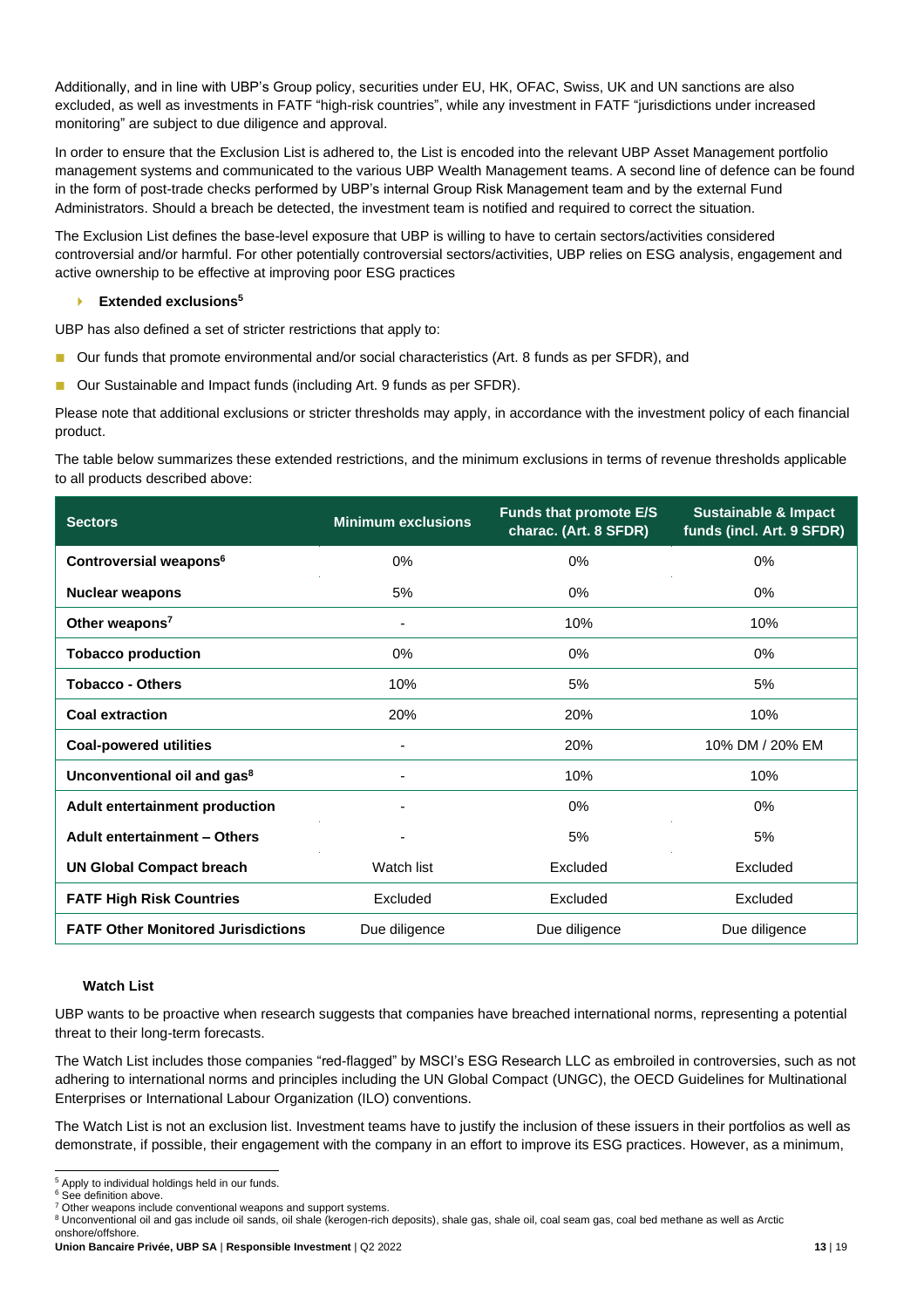Additionally, and in line with UBP's Group policy, securities under EU, HK, OFAC, Swiss, UK and UN sanctions are also excluded, as well as investments in FATF "high-risk countries", while any investment in FATF "jurisdictions under increased monitoring" are subject to due diligence and approval.

In order to ensure that the Exclusion List is adhered to, the List is encoded into the relevant UBP Asset Management portfolio management systems and communicated to the various UBP Wealth Management teams. A second line of defence can be found in the form of post-trade checks performed by UBP's internal Group Risk Management team and by the external Fund Administrators. Should a breach be detected, the investment team is notified and required to correct the situation.

The Exclusion List defines the base-level exposure that UBP is willing to have to certain sectors/activities considered controversial and/or harmful. For other potentially controversial sectors/activities, UBP relies on ESG analysis, engagement and active ownership to be effective at improving poor ESG practices

### Extended exclusions[5]

UBP has also defined a set of stricter restrictions that apply to:

- Our funds that promote environmental and/or social characteristics (Art. 8 funds as per SFDR), and
- Our Sustainable and Impact funds (including Art. 9 funds as per SFDR).

Please note that additional exclusions or stricter thresholds may apply, in accordance with the investment policy of each financial product.

The table below summarizes these extended restrictions, and the minimum exclusions in terms of revenue thresholds applicable to all products described above:

| Sectors | Minimum exclusions | Funds that promote E/S charac. (Art. 8 SFDR) | Sustainable & Impact funds (incl. Art. 9 SFDR) |
|---|---|---|---|
| **Controversial weapons[6]** | 0% | 0% | 0% |
| **Nuclear weapons** | 5% | 0% | 0% |
| **Other weapons[7]** | - | 10% | 10% |
| **Tobacco production** | 0% | 0% | 0% |
| **Tobacco - Others** | 10% | 5% | 5% |
| **Coal extraction** | 20% | 20% | 10% |
| **Coal-powered utilities** | - | 20% | 10% DM / 20% EM |
| **Unconventional oil and gas[8]** | - | 10% | 10% |
| **Adult entertainment production** | - | 0% | 0% |
| **Adult entertainment – Others** | - | 5% | 5% |
| **UN Global Compact breach** | Watch list | Excluded | Excluded |
| **FATF High Risk Countries** | Excluded | Excluded | Excluded |
| **FATF Other Monitored Jurisdictions** | Due diligence | Due diligence | Due diligence |

### Watch List

UBP wants to be proactive when research suggests that companies have breached international norms, representing a potential threat to their long-term forecasts.

The Watch List includes those companies "red-flagged" by MSCI's ESG Research LLC as embroiled in controversies, such as not adhering to international norms and principles including the UN Global Compact (UNGC), the OECD Guidelines for Multinational Enterprises or International Labour Organization (ILO) conventions.

The Watch List is not an exclusion list. Investment teams have to justify the inclusion of these issuers in their portfolios as well as demonstrate, if possible, their engagement with the company in an effort to improve its ESG practices. However, as a minimum,

[5] Apply to individual holdings held in our funds.
[6] See definition above.
[7] Other weapons include conventional weapons and support systems.
[8] Unconventional oil and gas include oil sands, oil shale (kerogen-rich deposits), shale gas, shale oil, coal seam gas, coal bed methane as well as Arctic onshore/offshore.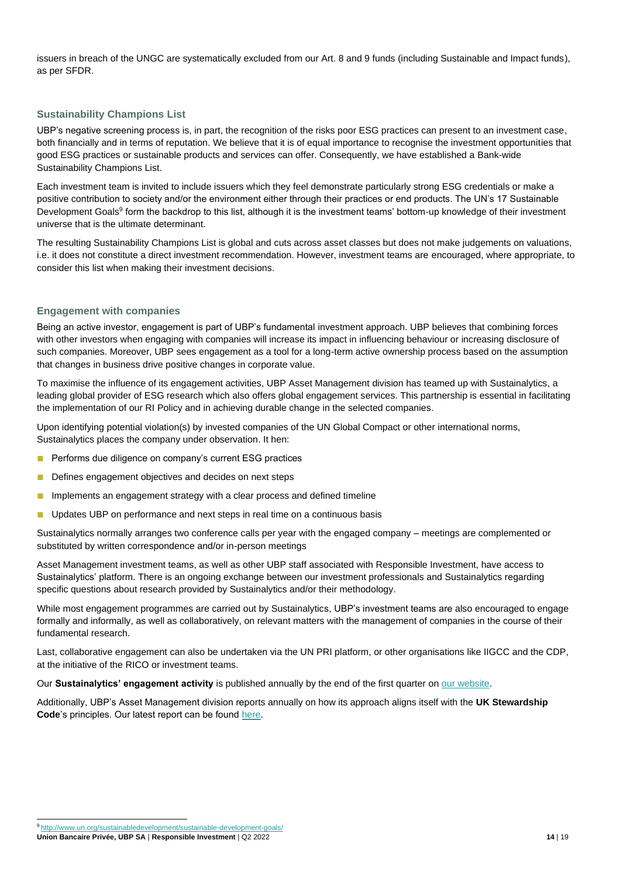issuers in breach of the UNGC are systematically excluded from our Art. 8 and 9 funds (including Sustainable and Impact funds), as per SFDR.

## Sustainability Champions List

UBP's negative screening process is, in part, the recognition of the risks poor ESG practices can present to an investment case, both financially and in terms of reputation. We believe that it is of equal importance to recognise the investment opportunities that good ESG practices or sustainable products and services can offer. Consequently, we have established a Bank-wide Sustainability Champions List.

Each investment team is invited to include issuers which they feel demonstrate particularly strong ESG credentials or make a positive contribution to society and/or the environment either through their practices or end products. The UN's 17 Sustainable Development Goals[9] form the backdrop to this list, although it is the investment teams' bottom-up knowledge of their investment universe that is the ultimate determinant.

The resulting Sustainability Champions List is global and cuts across asset classes but does not make judgements on valuations, i.e. it does not constitute a direct investment recommendation. However, investment teams are encouraged, where appropriate, to consider this list when making their investment decisions.

## Engagement with companies

Being an active investor, engagement is part of UBP's fundamental investment approach. UBP believes that combining forces with other investors when engaging with companies will increase its impact in influencing behaviour or increasing disclosure of such companies. Moreover, UBP sees engagement as a tool for a long-term active ownership process based on the assumption that changes in business drive positive changes in corporate value.

To maximise the influence of its engagement activities, UBP Asset Management division has teamed up with Sustainalytics, a leading global provider of ESG research which also offers global engagement services. This partnership is essential in facilitating the implementation of our RI Policy and in achieving durable change in the selected companies.

Upon identifying potential violation(s) by invested companies of the UN Global Compact or other international norms, Sustainalytics places the company under observation. It hen:

- Performs due diligence on company's current ESG practices
- Defines engagement objectives and decides on next steps
- Implements an engagement strategy with a clear process and defined timeline
- Updates UBP on performance and next steps in real time on a continuous basis

Sustainalytics normally arranges two conference calls per year with the engaged company – meetings are complemented or substituted by written correspondence and/or in-person meetings

Asset Management investment teams, as well as other UBP staff associated with Responsible Investment, have access to Sustainalytics' platform. There is an ongoing exchange between our investment professionals and Sustainalytics regarding specific questions about research provided by Sustainalytics and/or their methodology.

While most engagement programmes are carried out by Sustainalytics, UBP's investment teams are also encouraged to engage formally and informally, as well as collaboratively, on relevant matters with the management of companies in the course of their fundamental research.

Last, collaborative engagement can also be undertaken via the UN PRI platform, or other organisations like IIGCC and the CDP, at the initiative of the RICO or investment teams.

Our **Sustainalytics' engagement activity** is published annually by the end of the first quarter on our website.

Additionally, UBP's Asset Management division reports annually on how its approach aligns itself with the **UK Stewardship Code**'s principles. Our latest report can be found here.

[9] http://www.un.org/sustainabledevelopment/sustainable-development-goals/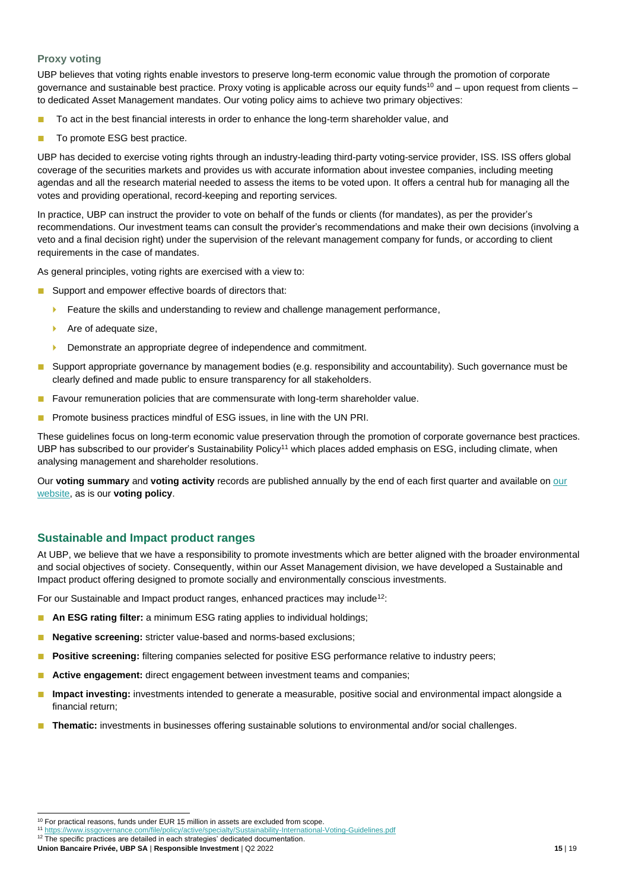### Proxy voting

UBP believes that voting rights enable investors to preserve long-term economic value through the promotion of corporate governance and sustainable best practice. Proxy voting is applicable across our equity funds[10] and – upon request from clients – to dedicated Asset Management mandates. Our voting policy aims to achieve two primary objectives:

- To act in the best financial interests in order to enhance the long-term shareholder value, and
- To promote ESG best practice.

UBP has decided to exercise voting rights through an industry-leading third-party voting-service provider, ISS. ISS offers global coverage of the securities markets and provides us with accurate information about investee companies, including meeting agendas and all the research material needed to assess the items to be voted upon. It offers a central hub for managing all the votes and providing operational, record-keeping and reporting services.

In practice, UBP can instruct the provider to vote on behalf of the funds or clients (for mandates), as per the provider's recommendations. Our investment teams can consult the provider's recommendations and make their own decisions (involving a veto and a final decision right) under the supervision of the relevant management company for funds, or according to client requirements in the case of mandates.

As general principles, voting rights are exercised with a view to:

- Support and empower effective boards of directors that:
  - Feature the skills and understanding to review and challenge management performance,
  - Are of adequate size,
  - Demonstrate an appropriate degree of independence and commitment.
- Support appropriate governance by management bodies (e.g. responsibility and accountability). Such governance must be clearly defined and made public to ensure transparency for all stakeholders.
- Favour remuneration policies that are commensurate with long-term shareholder value.
- Promote business practices mindful of ESG issues, in line with the UN PRI.

These guidelines focus on long-term economic value preservation through the promotion of corporate governance best practices. UBP has subscribed to our provider's Sustainability Policy[11] which places added emphasis on ESG, including climate, when analysing management and shareholder resolutions.

Our **voting summary** and **voting activity** records are published annually by the end of each first quarter and available on our website, as is our **voting policy**.

## Sustainable and Impact product ranges

At UBP, we believe that we have a responsibility to promote investments which are better aligned with the broader environmental and social objectives of society. Consequently, within our Asset Management division, we have developed a Sustainable and Impact product offering designed to promote socially and environmentally conscious investments.

For our Sustainable and Impact product ranges, enhanced practices may include[12]:

- **An ESG rating filter:** a minimum ESG rating applies to individual holdings;
- **Negative screening:** stricter value-based and norms-based exclusions;
- **Positive screening:** filtering companies selected for positive ESG performance relative to industry peers;
- **Active engagement:** direct engagement between investment teams and companies;
- **Impact investing:** investments intended to generate a measurable, positive social and environmental impact alongside a financial return;
- **Thematic:** investments in businesses offering sustainable solutions to environmental and/or social challenges.

---

[10] For practical reasons, funds under EUR 15 million in assets are excluded from scope.

[11] https://www.issgovernance.com/file/policy/active/specialty/Sustainability-International-Voting-Guidelines.pdf

[12] The specific practices are detailed in each strategies' dedicated documentation.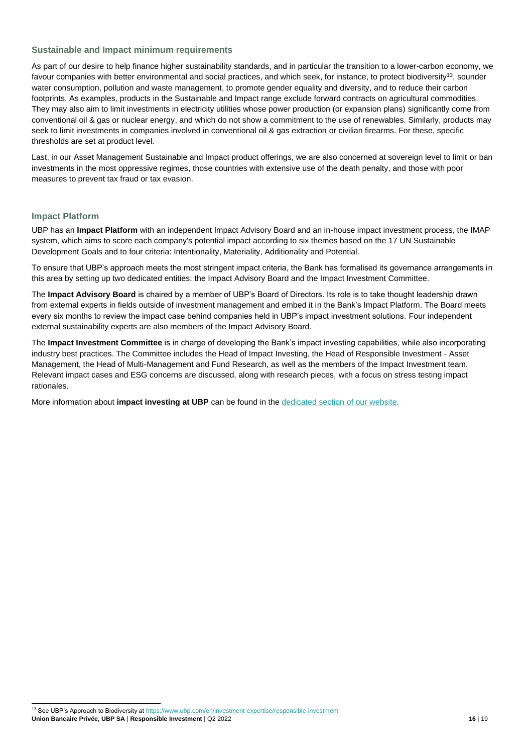## Sustainable and Impact minimum requirements

As part of our desire to help finance higher sustainability standards, and in particular the transition to a lower-carbon economy, we favour companies with better environmental and social practices, and which seek, for instance, to protect biodiversity[13], sounder water consumption, pollution and waste management, to promote gender equality and diversity, and to reduce their carbon footprints. As examples, products in the Sustainable and Impact range exclude forward contracts on agricultural commodities. They may also aim to limit investments in electricity utilities whose power production (or expansion plans) significantly come from conventional oil & gas or nuclear energy, and which do not show a commitment to the use of renewables. Similarly, products may seek to limit investments in companies involved in conventional oil & gas extraction or civilian firearms. For these, specific thresholds are set at product level.

Last, in our Asset Management Sustainable and Impact product offerings, we are also concerned at sovereign level to limit or ban investments in the most oppressive regimes, those countries with extensive use of the death penalty, and those with poor measures to prevent tax fraud or tax evasion.

## Impact Platform

UBP has an **Impact Platform** with an independent Impact Advisory Board and an in-house impact investment process, the IMAP system, which aims to score each company's potential impact according to six themes based on the 17 UN Sustainable Development Goals and to four criteria: Intentionality, Materiality, Additionality and Potential.

To ensure that UBP's approach meets the most stringent impact criteria, the Bank has formalised its governance arrangements in this area by setting up two dedicated entities: the Impact Advisory Board and the Impact Investment Committee.

The **Impact Advisory Board** is chaired by a member of UBP's Board of Directors. Its role is to take thought leadership drawn from external experts in fields outside of investment management and embed it in the Bank's Impact Platform. The Board meets every six months to review the impact case behind companies held in UBP's impact investment solutions. Four independent external sustainability experts are also members of the Impact Advisory Board.

The **Impact Investment Committee** is in charge of developing the Bank's impact investing capabilities, while also incorporating industry best practices. The Committee includes the Head of Impact Investing, the Head of Responsible Investment - Asset Management, the Head of Multi-Management and Fund Research, as well as the members of the Impact Investment team. Relevant impact cases and ESG concerns are discussed, along with research pieces, with a focus on stress testing impact rationales.

More information about **impact investing at UBP** can be found in the dedicated section of our website.

---

[13] See UBP's Approach to Biodiversity at https://www.ubp.com/en/investment-expertise/responsible-investment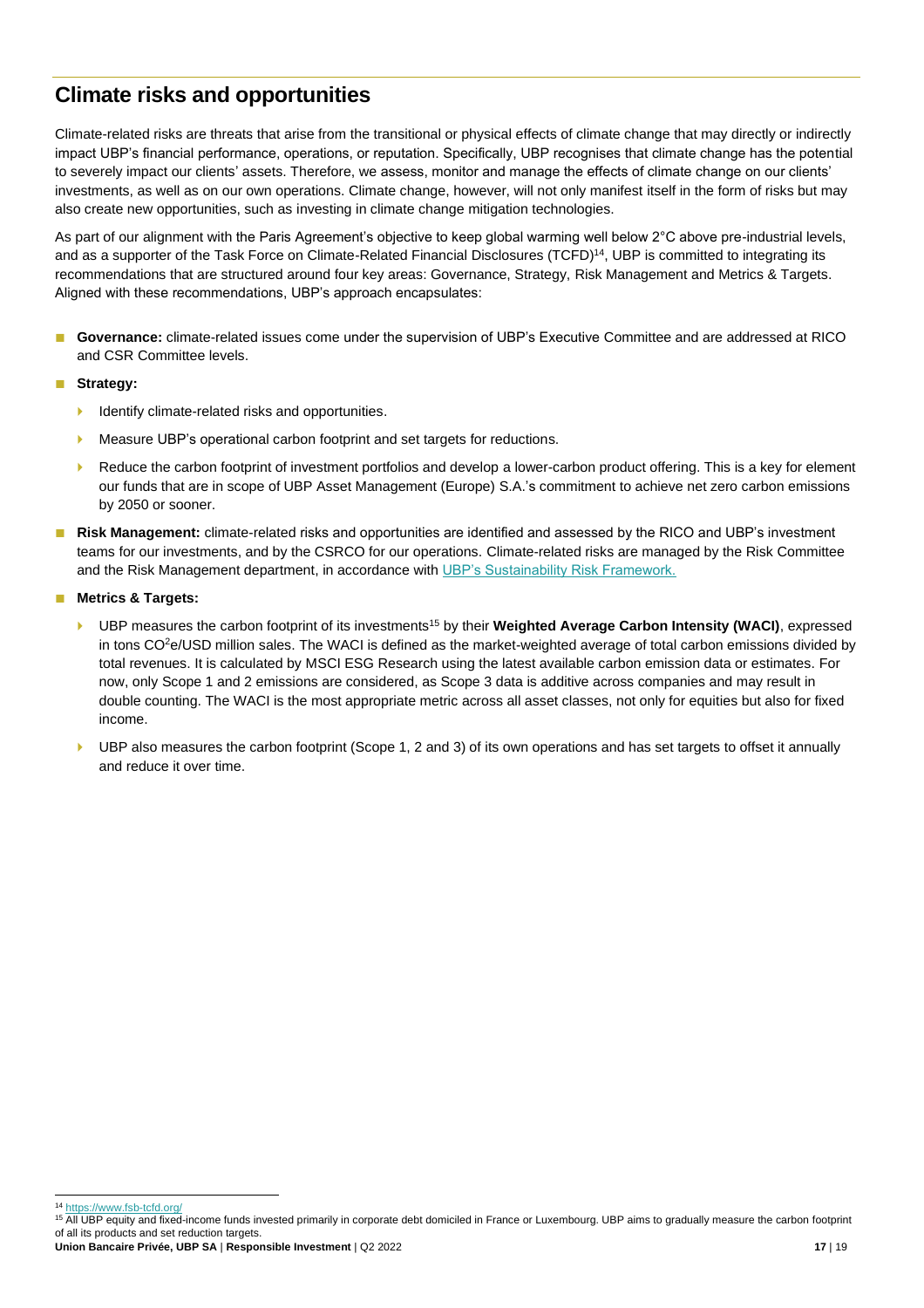## Climate risks and opportunities

Climate-related risks are threats that arise from the transitional or physical effects of climate change that may directly or indirectly impact UBP's financial performance, operations, or reputation. Specifically, UBP recognises that climate change has the potential to severely impact our clients' assets. Therefore, we assess, monitor and manage the effects of climate change on our clients' investments, as well as on our own operations. Climate change, however, will not only manifest itself in the form of risks but may also create new opportunities, such as investing in climate change mitigation technologies.

As part of our alignment with the Paris Agreement's objective to keep global warming well below 2°C above pre-industrial levels, and as a supporter of the Task Force on Climate-Related Financial Disclosures (TCFD)[14], UBP is committed to integrating its recommendations that are structured around four key areas: Governance, Strategy, Risk Management and Metrics & Targets. Aligned with these recommendations, UBP's approach encapsulates:

- **Governance:** climate-related issues come under the supervision of UBP's Executive Committee and are addressed at RICO and CSR Committee levels.
- **Strategy:**
  - Identify climate-related risks and opportunities.
  - Measure UBP's operational carbon footprint and set targets for reductions.
  - Reduce the carbon footprint of investment portfolios and develop a lower-carbon product offering. This is a key for element our funds that are in scope of UBP Asset Management (Europe) S.A.'s commitment to achieve net zero carbon emissions by 2050 or sooner.
- **Risk Management:** climate-related risks and opportunities are identified and assessed by the RICO and UBP's investment teams for our investments, and by the CSRCO for our operations. Climate-related risks are managed by the Risk Committee and the Risk Management department, in accordance with [UBP's Sustainability Risk Framework.]
- **Metrics & Targets:**
  - UBP measures the carbon footprint of its investments[15] by their **Weighted Average Carbon Intensity (WACI)**, expressed in tons $CO^2$e/USD million sales. The WACI is defined as the market-weighted average of total carbon emissions divided by total revenues. It is calculated by MSCI ESG Research using the latest available carbon emission data or estimates. For now, only Scope 1 and 2 emissions are considered, as Scope 3 data is additive across companies and may result in double counting. The WACI is the most appropriate metric across all asset classes, not only for equities but also for fixed income.
  - UBP also measures the carbon footprint (Scope 1, 2 and 3) of its own operations and has set targets to offset it annually and reduce it over time.

---

[14] https://www.fsb-tcfd.org/

[15] All UBP equity and fixed-income funds invested primarily in corporate debt domiciled in France or Luxembourg. UBP aims to gradually measure the carbon footprint of all its products and set reduction targets.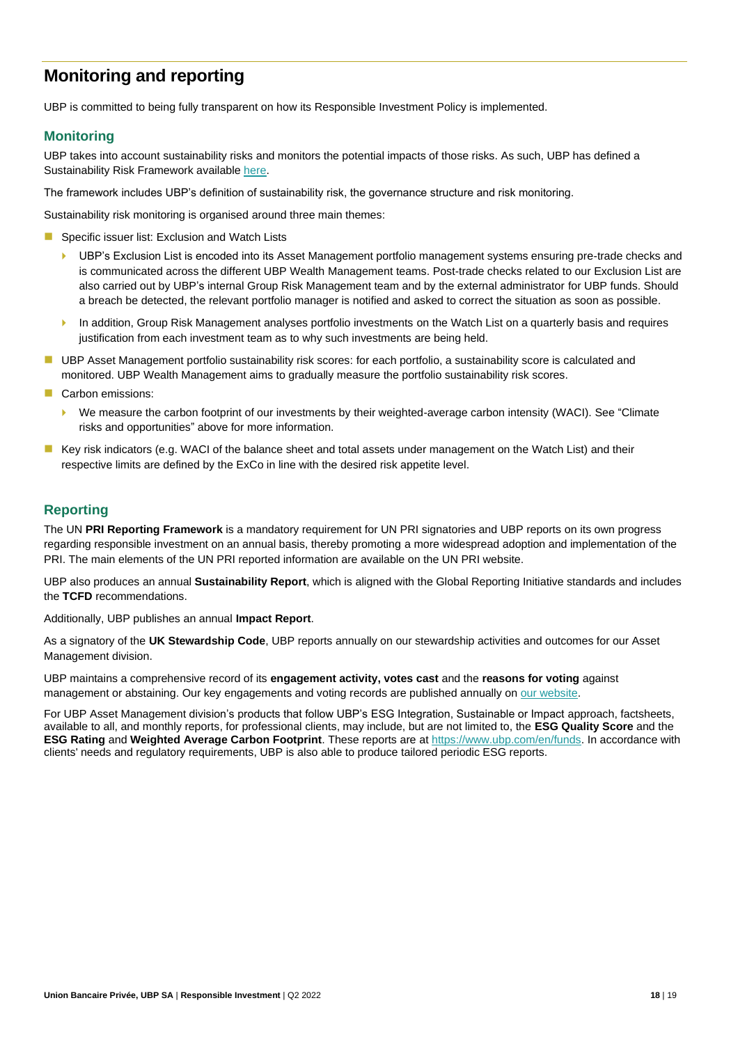# Monitoring and reporting

UBP is committed to being fully transparent on how its Responsible Investment Policy is implemented.

## Monitoring

UBP takes into account sustainability risks and monitors the potential impacts of those risks. As such, UBP has defined a Sustainability Risk Framework available here.

The framework includes UBP's definition of sustainability risk, the governance structure and risk monitoring.

Sustainability risk monitoring is organised around three main themes:

- Specific issuer list: Exclusion and Watch Lists
  - UBP's Exclusion List is encoded into its Asset Management portfolio management systems ensuring pre-trade checks and is communicated across the different UBP Wealth Management teams. Post-trade checks related to our Exclusion List are also carried out by UBP's internal Group Risk Management team and by the external administrator for UBP funds. Should a breach be detected, the relevant portfolio manager is notified and asked to correct the situation as soon as possible.
  - In addition, Group Risk Management analyses portfolio investments on the Watch List on a quarterly basis and requires justification from each investment team as to why such investments are being held.
- UBP Asset Management portfolio sustainability risk scores: for each portfolio, a sustainability score is calculated and monitored. UBP Wealth Management aims to gradually measure the portfolio sustainability risk scores.
- Carbon emissions:
  - We measure the carbon footprint of our investments by their weighted-average carbon intensity (WACI). See "Climate risks and opportunities" above for more information.
- Key risk indicators (e.g. WACI of the balance sheet and total assets under management on the Watch List) and their respective limits are defined by the ExCo in line with the desired risk appetite level.

## Reporting

The UN **PRI Reporting Framework** is a mandatory requirement for UN PRI signatories and UBP reports on its own progress regarding responsible investment on an annual basis, thereby promoting a more widespread adoption and implementation of the PRI. The main elements of the UN PRI reported information are available on the UN PRI website.

UBP also produces an annual **Sustainability Report**, which is aligned with the Global Reporting Initiative standards and includes the **TCFD** recommendations.

Additionally, UBP publishes an annual **Impact Report**.

As a signatory of the **UK Stewardship Code**, UBP reports annually on our stewardship activities and outcomes for our Asset Management division.

UBP maintains a comprehensive record of its **engagement activity, votes cast** and the **reasons for voting** against management or abstaining. Our key engagements and voting records are published annually on our website.

For UBP Asset Management division's products that follow UBP's ESG Integration, Sustainable or Impact approach, factsheets, available to all, and monthly reports, for professional clients, may include, but are not limited to, the **ESG Quality Score** and the **ESG Rating** and **Weighted Average Carbon Footprint**. These reports are at https://www.ubp.com/en/funds. In accordance with clients' needs and regulatory requirements, UBP is also able to produce tailored periodic ESG reports.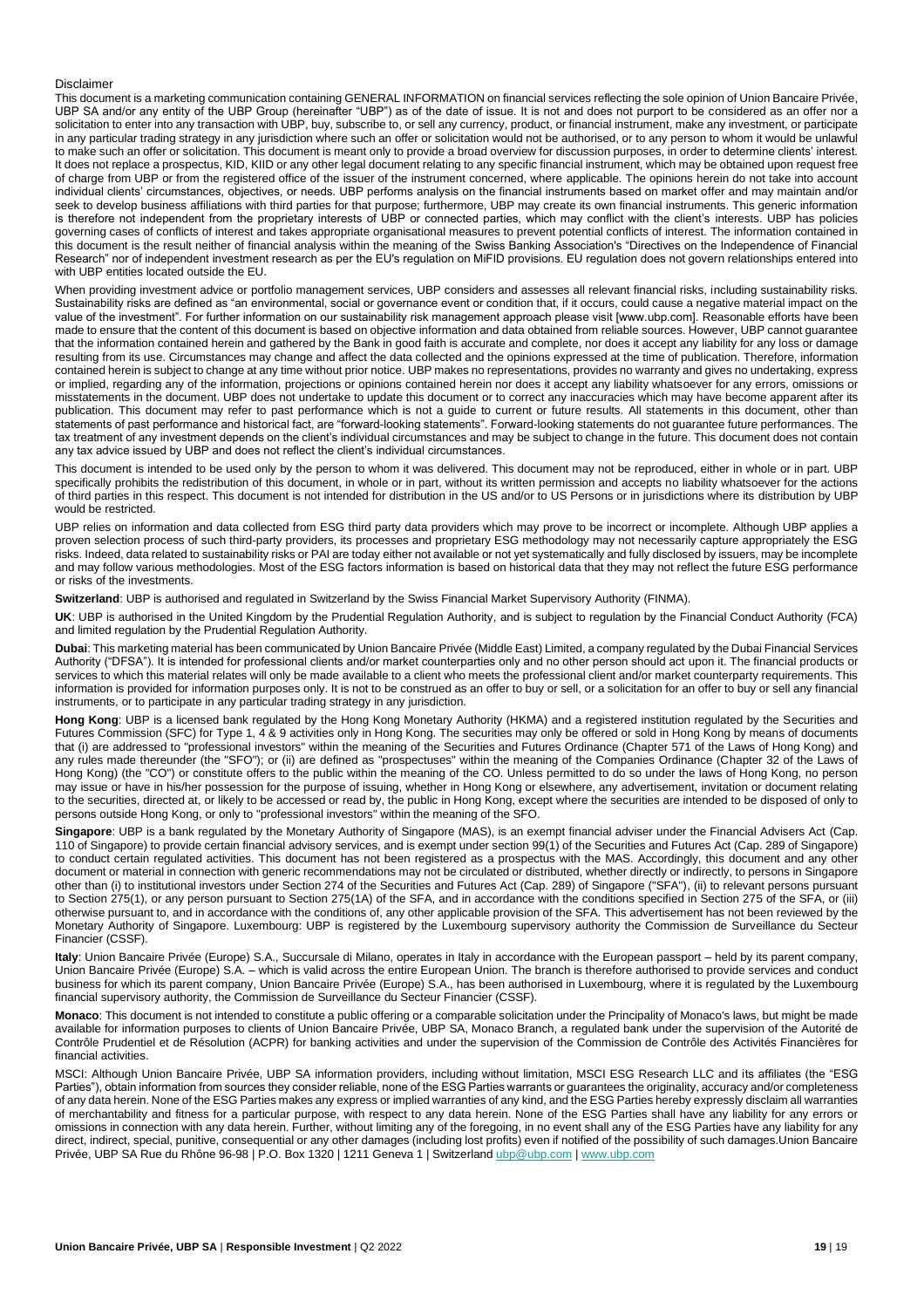Disclaimer

This document is a marketing communication containing GENERAL INFORMATION on financial services reflecting the sole opinion of Union Bancaire Privée, UBP SA and/or any entity of the UBP Group (hereinafter "UBP") as of the date of issue. It is not and does not purport to be considered as an offer nor a solicitation to enter into any transaction with UBP, buy, subscribe to, or sell any currency, product, or financial instrument, make any investment, or participate in any particular trading strategy in any jurisdiction where such an offer or solicitation would not be authorised, or to any person to whom it would be unlawful to make such an offer or solicitation. This document is meant only to provide a broad overview for discussion purposes, in order to determine clients' interest. It does not replace a prospectus, KID, KIID or any other legal document relating to any specific financial instrument, which may be obtained upon request free of charge from UBP or from the registered office of the issuer of the instrument concerned, where applicable. The opinions herein do not take into account individual clients' circumstances, objectives, or needs. UBP performs analysis on the financial instruments based on market offer and may maintain and/or seek to develop business affiliations with third parties for that purpose; furthermore, UBP may create its own financial instruments. This generic information is therefore not independent from the proprietary interests of UBP or connected parties, which may conflict with the client's interests. UBP has policies governing cases of conflicts of interest and takes appropriate organisational measures to prevent potential conflicts of interest. The information contained in this document is the result neither of financial analysis within the meaning of the Swiss Banking Association's "Directives on the Independence of Financial Research" nor of independent investment research as per the EU's regulation on MiFID provisions. EU regulation does not govern relationships entered into with UBP entities located outside the EU.

When providing investment advice or portfolio management services, UBP considers and assesses all relevant financial risks, including sustainability risks. Sustainability risks are defined as "an environmental, social or governance event or condition that, if it occurs, could cause a negative material impact on the value of the investment". For further information on our sustainability risk management approach please visit [www.ubp.com]. Reasonable efforts have been made to ensure that the content of this document is based on objective information and data obtained from reliable sources. However, UBP cannot guarantee that the information contained herein and gathered by the Bank in good faith is accurate and complete, nor does it accept any liability for any loss or damage resulting from its use. Circumstances may change and affect the data collected and the opinions expressed at the time of publication. Therefore, information contained herein is subject to change at any time without prior notice. UBP makes no representations, provides no warranty and gives no undertaking, express or implied, regarding any of the information, projections or opinions contained herein nor does it accept any liability whatsoever for any errors, omissions or misstatements in the document. UBP does not undertake to update this document or to correct any inaccuracies which may have become apparent after its publication. This document may refer to past performance which is not a guide to current or future results. All statements in this document, other than statements of past performance and historical fact, are "forward-looking statements". Forward-looking statements do not guarantee future performances. The tax treatment of any investment depends on the client's individual circumstances and may be subject to change in the future. This document does not contain any tax advice issued by UBP and does not reflect the client's individual circumstances.

This document is intended to be used only by the person to whom it was delivered. This document may not be reproduced, either in whole or in part. UBP specifically prohibits the redistribution of this document, in whole or in part, without its written permission and accepts no liability whatsoever for the actions of third parties in this respect. This document is not intended for distribution in the US and/or to US Persons or in jurisdictions where its distribution by UBP would be restricted.

UBP relies on information and data collected from ESG third party data providers which may prove to be incorrect or incomplete. Although UBP applies a proven selection process of such third-party providers, its processes and proprietary ESG methodology may not necessarily capture appropriately the ESG risks. Indeed, data related to sustainability risks or PAI are today either not available or not yet systematically and fully disclosed by issuers, may be incomplete and may follow various methodologies. Most of the ESG factors information is based on historical data that they may not reflect the future ESG performance or risks of the investments.

**Switzerland**: UBP is authorised and regulated in Switzerland by the Swiss Financial Market Supervisory Authority (FINMA).

**UK**: UBP is authorised in the United Kingdom by the Prudential Regulation Authority, and is subject to regulation by the Financial Conduct Authority (FCA) and limited regulation by the Prudential Regulation Authority.

**Dubai**: This marketing material has been communicated by Union Bancaire Privée (Middle East) Limited, a company regulated by the Dubai Financial Services Authority ("DFSA"). It is intended for professional clients and/or market counterparties only and no other person should act upon it. The financial products or services to which this material relates will only be made available to a client who meets the professional client and/or market counterparty requirements. This information is provided for information purposes only. It is not to be construed as an offer to buy or sell, or a solicitation for an offer to buy or sell any financial instruments, or to participate in any particular trading strategy in any jurisdiction.

**Hong Kong**: UBP is a licensed bank regulated by the Hong Kong Monetary Authority (HKMA) and a registered institution regulated by the Securities and Futures Commission (SFC) for Type 1, 4 & 9 activities only in Hong Kong. The securities may only be offered or sold in Hong Kong by means of documents that (i) are addressed to "professional investors" within the meaning of the Securities and Futures Ordinance (Chapter 571 of the Laws of Hong Kong) and any rules made thereunder (the "SFO"); or (ii) are defined as "prospectuses" within the meaning of the Companies Ordinance (Chapter 32 of the Laws of Hong Kong) (the "CO") or constitute offers to the public within the meaning of the CO. Unless permitted to do so under the laws of Hong Kong, no person may issue or have in his/her possession for the purpose of issuing, whether in Hong Kong or elsewhere, any advertisement, invitation or document relating to the securities, directed at, or likely to be accessed or read by, the public in Hong Kong, except where the securities are intended to be disposed of only to persons outside Hong Kong, or only to "professional investors" within the meaning of the SFO.

**Singapore**: UBP is a bank regulated by the Monetary Authority of Singapore (MAS), is an exempt financial adviser under the Financial Advisers Act (Cap. 110 of Singapore) to provide certain financial advisory services, and is exempt under section 99(1) of the Securities and Futures Act (Cap. 289 of Singapore) to conduct certain regulated activities. This document has not been registered as a prospectus with the MAS. Accordingly, this document and any other document or material in connection with generic recommendations may not be circulated or distributed, whether directly or indirectly, to persons in Singapore other than (i) to institutional investors under Section 274 of the Securities and Futures Act (Cap. 289) of Singapore ("SFA"), (ii) to relevant persons pursuant to Section 275(1), or any person pursuant to Section 275(1A) of the SFA, and in accordance with the conditions specified in Section 275 of the SFA, or (iii) otherwise pursuant to, and in accordance with the conditions of, any other applicable provision of the SFA. This advertisement has not been reviewed by the Monetary Authority of Singapore. Luxembourg: UBP is registered by the Luxembourg supervisory authority the Commission de Surveillance du Secteur Financier (CSSF).

**Italy**: Union Bancaire Privée (Europe) S.A., Succursale di Milano, operates in Italy in accordance with the European passport – held by its parent company, Union Bancaire Privée (Europe) S.A. – which is valid across the entire European Union. The branch is therefore authorised to provide services and conduct business for which its parent company, Union Bancaire Privée (Europe) S.A., has been authorised in Luxembourg, where it is regulated by the Luxembourg financial supervisory authority, the Commission de Surveillance du Secteur Financier (CSSF).

**Monaco**: This document is not intended to constitute a public offering or a comparable solicitation under the Principality of Monaco's laws, but might be made available for information purposes to clients of Union Bancaire Privée, UBP SA, Monaco Branch, a regulated bank under the supervision of the Autorité de Contrôle Prudentiel et de Résolution (ACPR) for banking activities and under the supervision of the Commission de Contrôle des Activités Financières for financial activities.

MSCI: Although Union Bancaire Privée, UBP SA information providers, including without limitation, MSCI ESG Research LLC and its affiliates (the "ESG Parties"), obtain information from sources they consider reliable, none of the ESG Parties warrants or guarantees the originality, accuracy and/or completeness of any data herein. None of the ESG Parties makes any express or implied warranties of any kind, and the ESG Parties hereby expressly disclaim all warranties of merchantability and fitness for a particular purpose, with respect to any data herein. None of the ESG Parties shall have any liability for any errors or omissions in connection with any data herein. Further, without limiting any of the foregoing, in no event shall any of the ESG Parties have any liability for any direct, indirect, special, punitive, consequential or any other damages (including lost profits) even if notified of the possibility of such damages.Union Bancaire Privée, UBP SA Rue du Rhône 96-98 | P.O. Box 1320 | 1211 Geneva 1 | Switzerland ubp@ubp.com | www.ubp.com